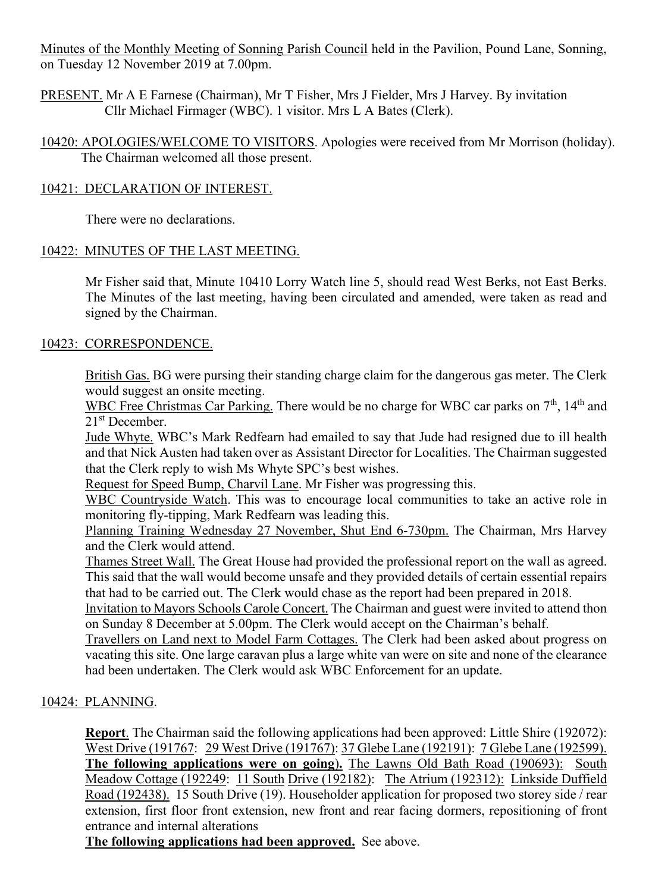<u>Minutes of the Monthly Meeting of Sonning Parish Council</u> held in the Pavilion, Pound Lane, Sonning, on Tuesday 12 November 2019 at 7.00pm.

<u>PRESENT.</u> Mr A E Farnese (Chairman), Mr T Fisher, Mrs J Fielder, Mrs J Harvey. By invitation Cllr Michael Firmager (WBC). 1 visitor. Mrs L A Bates (Clerk).

<u>10420: APOLOGIES/WELCOME TO VISITORS</u>. Apologies were received from Mr Morrison (holiday). The Chairman welcomed all those present.

<u>10421: DECLARATION OF INTEREST.</u>

There were no declarations.

<u>10422: MINUTES OF THE LAST MEETING.</u>

Mr Fisher said that, Minute 10410 Lorry Watch line 5, should read West Berks, not East Berks. The Minutes of the last meeting, having been circulated and amended, were taken as read and signed by the Chairman.

<u>10423: CORRESPONDENCE.</u>

<u>British Gas.</u> BG were pursing their standing charge claim for the dangerous gas meter. The Clerk would suggest an onsite meeting.

<u>WBC Free Christmas Car Parking.</u> There would be no charge for WBC car parks on 7th, 14th and 21st December.

<u>Jude Whyte.</u> WBC's Mark Redfearn had emailed to say that Jude had resigned due to ill health and that Nick Austen had taken over as Assistant Director for Localities. The Chairman suggested that the Clerk reply to wish Ms Whyte SPC's best wishes.

<u>Request for Speed Bump, Charvil Lane</u>. Mr Fisher was progressing this.

<u>WBC Countryside Watch</u>. This was to encourage local communities to take an active role in monitoring fly-tipping, Mark Redfearn was leading this.

<u>Planning Training Wednesday 27 November, Shut End 6-730pm.</u> The Chairman, Mrs Harvey and the Clerk would attend.

<u>Thames Street Wall.</u> The Great House had provided the professional report on the wall as agreed. This said that the wall would become unsafe and they provided details of certain essential repairs that had to be carried out. The Clerk would chase as the report had been prepared in 2018.

<u>Invitation to Mayors Schools Carole Concert.</u> The Chairman and guest were invited to attend thon on Sunday 8 December at 5.00pm. The Clerk would accept on the Chairman's behalf.

<u>Travellers on Land next to Model Farm Cottages.</u> The Clerk had been asked about progress on vacating this site. One large caravan plus a large white van were on site and none of the clearance had been undertaken. The Clerk would ask WBC Enforcement for an update.

<u>10424: PLANNING</u>.

**<u>Report</u>**. The Chairman said the following applications had been approved: Little Shire (192072): <u>West Drive (191767</u>: <u>29 West Drive (191767)</u>: <u>37 Glebe Lane (192191)</u>: <u>7 Glebe Lane (192599).</u> **<u>The following applications were on going</u>).** <u>The Lawns Old Bath Road (190693)</u>: <u>South Meadow Cottage (192249</u>: <u>11 South Drive (192182)</u>: <u>The Atrium (192312)</u>: <u>Linkside Duffield Road (192438).</u> 15 South Drive (19). Householder application for proposed two storey side / rear extension, first floor front extension, new front and rear facing dormers, repositioning of front entrance and internal alterations

**<u>The following applications had been approved.</u>** See above.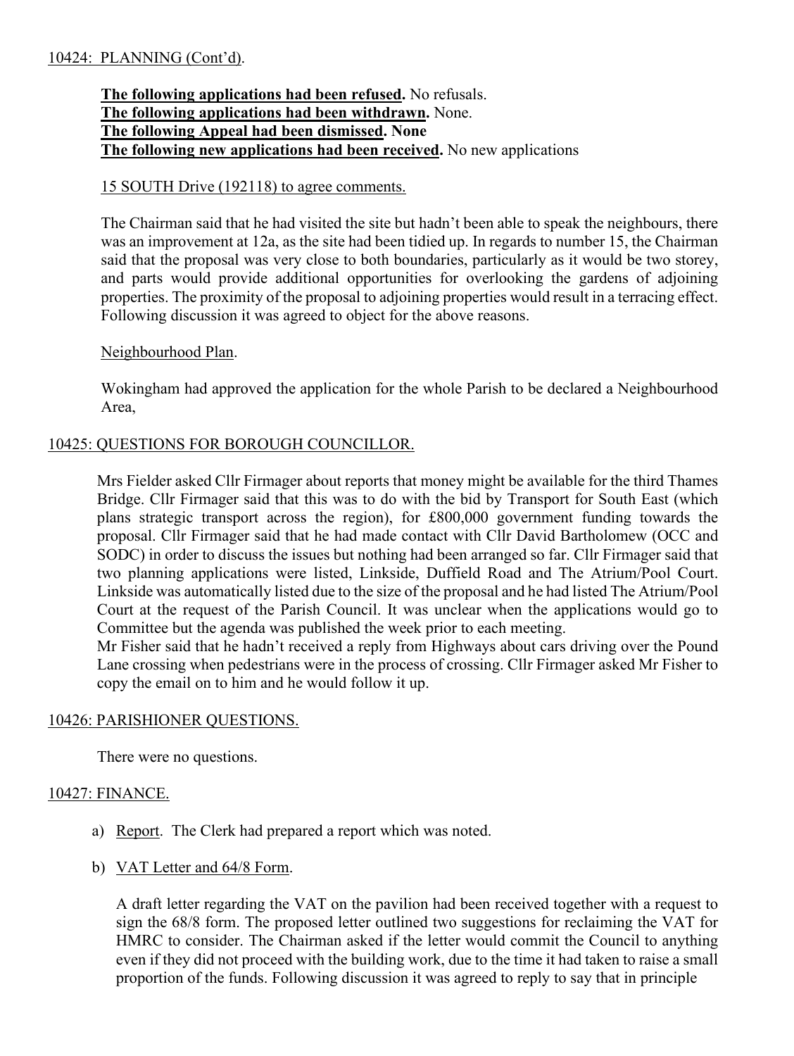10424: PLANNING (Cont'd).

**The following applications had been refused.** No refusals.
**The following applications had been withdrawn.** None.
**The following Appeal had been dismissed. None**
**The following new applications had been received.** No new applications

15 SOUTH Drive (192118) to agree comments.

The Chairman said that he had visited the site but hadn't been able to speak the neighbours, there was an improvement at 12a, as the site had been tidied up. In regards to number 15, the Chairman said that the proposal was very close to both boundaries, particularly as it would be two storey, and parts would provide additional opportunities for overlooking the gardens of adjoining properties. The proximity of the proposal to adjoining properties would result in a terracing effect. Following discussion it was agreed to object for the above reasons.

Neighbourhood Plan.

Wokingham had approved the application for the whole Parish to be declared a Neighbourhood Area,

10425: QUESTIONS FOR BOROUGH COUNCILLOR.

Mrs Fielder asked Cllr Firmager about reports that money might be available for the third Thames Bridge. Cllr Firmager said that this was to do with the bid by Transport for South East (which plans strategic transport across the region), for £800,000 government funding towards the proposal. Cllr Firmager said that he had made contact with Cllr David Bartholomew (OCC and SODC) in order to discuss the issues but nothing had been arranged so far. Cllr Firmager said that two planning applications were listed, Linkside, Duffield Road and The Atrium/Pool Court. Linkside was automatically listed due to the size of the proposal and he had listed The Atrium/Pool Court at the request of the Parish Council. It was unclear when the applications would go to Committee but the agenda was published the week prior to each meeting.
Mr Fisher said that he hadn't received a reply from Highways about cars driving over the Pound Lane crossing when pedestrians were in the process of crossing. Cllr Firmager asked Mr Fisher to copy the email on to him and he would follow it up.

10426: PARISHIONER QUESTIONS.

There were no questions.

10427: FINANCE.

a) Report. The Clerk had prepared a report which was noted.

b) VAT Letter and 64/8 Form.

A draft letter regarding the VAT on the pavilion had been received together with a request to sign the 68/8 form. The proposed letter outlined two suggestions for reclaiming the VAT for HMRC to consider. The Chairman asked if the letter would commit the Council to anything even if they did not proceed with the building work, due to the time it had taken to raise a small proportion of the funds. Following discussion it was agreed to reply to say that in principle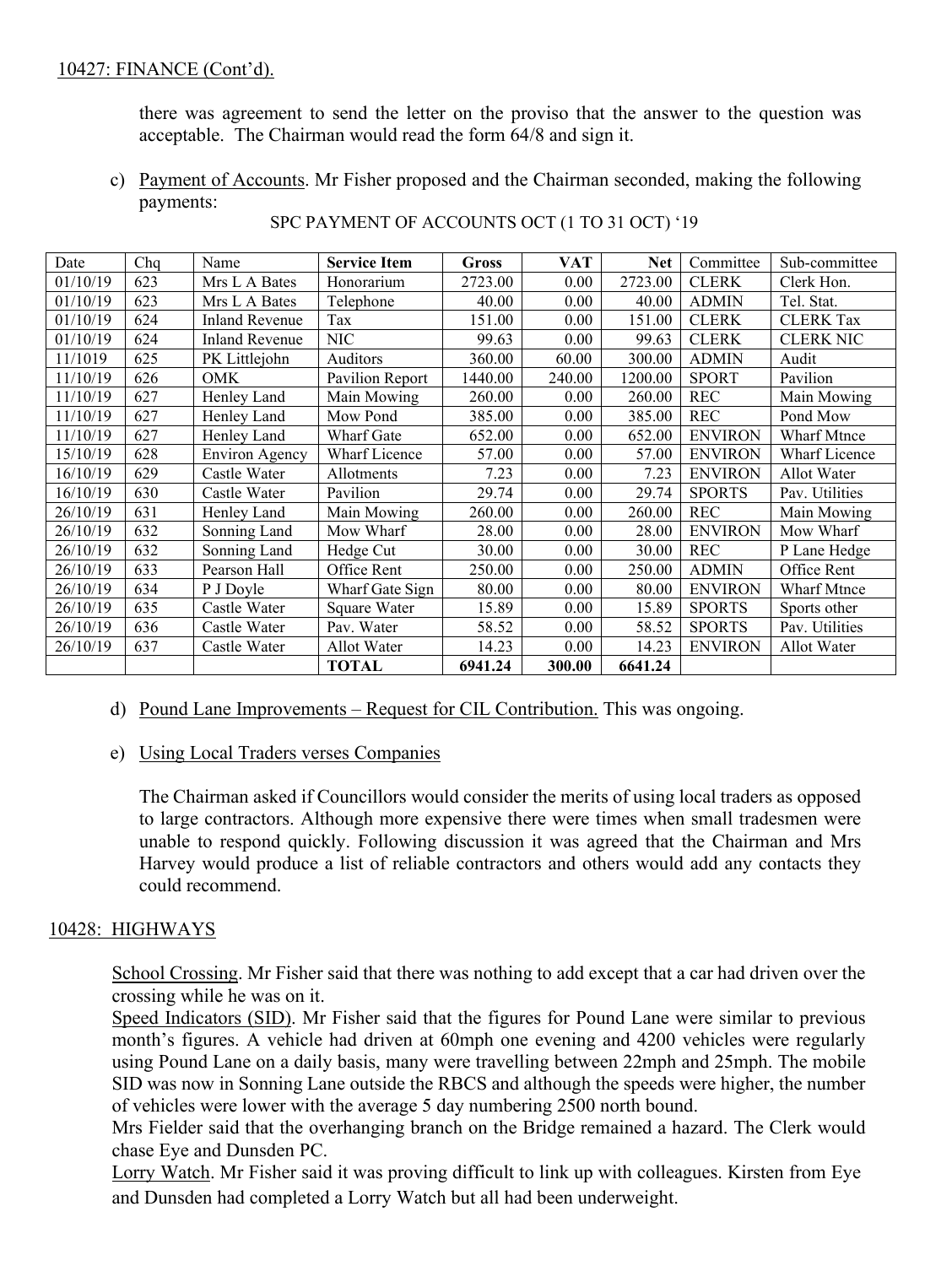10427: FINANCE (Cont'd).

there was agreement to send the letter on the proviso that the answer to the question was acceptable. The Chairman would read the form 64/8 and sign it.

c) Payment of Accounts. Mr Fisher proposed and the Chairman seconded, making the following payments:

SPC PAYMENT OF ACCOUNTS OCT (1 TO 31 OCT) '19

| Date | Chq | Name | Service Item | Gross | VAT | Net | Committee | Sub-committee |
|---|---|---|---|---|---|---|---|---|
| 01/10/19 | 623 | Mrs L A Bates | Honorarium | 2723.00 | 0.00 | 2723.00 | CLERK | Clerk Hon. |
| 01/10/19 | 623 | Mrs L A Bates | Telephone | 40.00 | 0.00 | 40.00 | ADMIN | Tel. Stat. |
| 01/10/19 | 624 | Inland Revenue | Tax | 151.00 | 0.00 | 151.00 | CLERK | CLERK Tax |
| 01/10/19 | 624 | Inland Revenue | NIC | 99.63 | 0.00 | 99.63 | CLERK | CLERK NIC |
| 11/1019 | 625 | PK Littlejohn | Auditors | 360.00 | 60.00 | 300.00 | ADMIN | Audit |
| 11/10/19 | 626 | OMK | Pavilion Report | 1440.00 | 240.00 | 1200.00 | SPORT | Pavilion |
| 11/10/19 | 627 | Henley Land | Main Mowing | 260.00 | 0.00 | 260.00 | REC | Main Mowing |
| 11/10/19 | 627 | Henley Land | Mow Pond | 385.00 | 0.00 | 385.00 | REC | Pond Mow |
| 11/10/19 | 627 | Henley Land | Wharf Gate | 652.00 | 0.00 | 652.00 | ENVIRON | Wharf Mtnce |
| 15/10/19 | 628 | Environ Agency | Wharf Licence | 57.00 | 0.00 | 57.00 | ENVIRON | Wharf Licence |
| 16/10/19 | 629 | Castle Water | Allotments | 7.23 | 0.00 | 7.23 | ENVIRON | Allot Water |
| 16/10/19 | 630 | Castle Water | Pavilion | 29.74 | 0.00 | 29.74 | SPORTS | Pav. Utilities |
| 26/10/19 | 631 | Henley Land | Main Mowing | 260.00 | 0.00 | 260.00 | REC | Main Mowing |
| 26/10/19 | 632 | Sonning Land | Mow Wharf | 28.00 | 0.00 | 28.00 | ENVIRON | Mow Wharf |
| 26/10/19 | 632 | Sonning Land | Hedge Cut | 30.00 | 0.00 | 30.00 | REC | P Lane Hedge |
| 26/10/19 | 633 | Pearson Hall | Office Rent | 250.00 | 0.00 | 250.00 | ADMIN | Office Rent |
| 26/10/19 | 634 | P J Doyle | Wharf Gate Sign | 80.00 | 0.00 | 80.00 | ENVIRON | Wharf Mtnce |
| 26/10/19 | 635 | Castle Water | Square Water | 15.89 | 0.00 | 15.89 | SPORTS | Sports other |
| 26/10/19 | 636 | Castle Water | Pav. Water | 58.52 | 0.00 | 58.52 | SPORTS | Pav. Utilities |
| 26/10/19 | 637 | Castle Water | Allot Water | 14.23 | 0.00 | 14.23 | ENVIRON | Allot Water |
| | | | **TOTAL** | **6941.24** | **300.00** | **6641.24** | | |

d) Pound Lane Improvements – Request for CIL Contribution. This was ongoing.

e) Using Local Traders verses Companies

The Chairman asked if Councillors would consider the merits of using local traders as opposed to large contractors. Although more expensive there were times when small tradesmen were unable to respond quickly. Following discussion it was agreed that the Chairman and Mrs Harvey would produce a list of reliable contractors and others would add any contacts they could recommend.

10428: HIGHWAYS

School Crossing. Mr Fisher said that there was nothing to add except that a car had driven over the crossing while he was on it.

Speed Indicators (SID). Mr Fisher said that the figures for Pound Lane were similar to previous month's figures. A vehicle had driven at 60mph one evening and 4200 vehicles were regularly using Pound Lane on a daily basis, many were travelling between 22mph and 25mph. The mobile SID was now in Sonning Lane outside the RBCS and although the speeds were higher, the number of vehicles were lower with the average 5 day numbering 2500 north bound.

Mrs Fielder said that the overhanging branch on the Bridge remained a hazard. The Clerk would chase Eye and Dunsden PC.

Lorry Watch. Mr Fisher said it was proving difficult to link up with colleagues. Kirsten from Eye and Dunsden had completed a Lorry Watch but all had been underweight.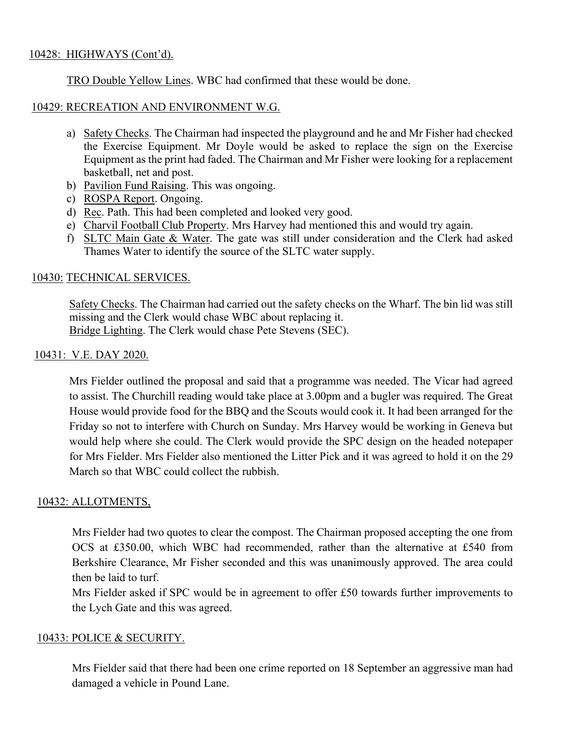## 10428: HIGHWAYS (Cont'd).

TRO Double Yellow Lines. WBC had confirmed that these would be done.

## 10429: RECREATION AND ENVIRONMENT W.G.

a) Safety Checks. The Chairman had inspected the playground and he and Mr Fisher had checked the Exercise Equipment. Mr Doyle would be asked to replace the sign on the Exercise Equipment as the print had faded. The Chairman and Mr Fisher were looking for a replacement basketball, net and post.
b) Pavilion Fund Raising. This was ongoing.
c) ROSPA Report. Ongoing.
d) Rec. Path. This had been completed and looked very good.
e) Charvil Football Club Property. Mrs Harvey had mentioned this and would try again.
f) SLTC Main Gate & Water. The gate was still under consideration and the Clerk had asked Thames Water to identify the source of the SLTC water supply.

## 10430: TECHNICAL SERVICES.

Safety Checks. The Chairman had carried out the safety checks on the Wharf. The bin lid was still missing and the Clerk would chase WBC about replacing it.
Bridge Lighting. The Clerk would chase Pete Stevens (SEC).

## 10431: V.E. DAY 2020.

Mrs Fielder outlined the proposal and said that a programme was needed. The Vicar had agreed to assist. The Churchill reading would take place at 3.00pm and a bugler was required. The Great House would provide food for the BBQ and the Scouts would cook it. It had been arranged for the Friday so not to interfere with Church on Sunday. Mrs Harvey would be working in Geneva but would help where she could. The Clerk would provide the SPC design on the headed notepaper for Mrs Fielder. Mrs Fielder also mentioned the Litter Pick and it was agreed to hold it on the 29 March so that WBC could collect the rubbish.

## 10432: ALLOTMENTS,

Mrs Fielder had two quotes to clear the compost. The Chairman proposed accepting the one from OCS at £350.00, which WBC had recommended, rather than the alternative at £540 from Berkshire Clearance, Mr Fisher seconded and this was unanimously approved. The area could then be laid to turf.
Mrs Fielder asked if SPC would be in agreement to offer £50 towards further improvements to the Lych Gate and this was agreed.

## 10433: POLICE & SECURITY.

Mrs Fielder said that there had been one crime reported on 18 September an aggressive man had damaged a vehicle in Pound Lane.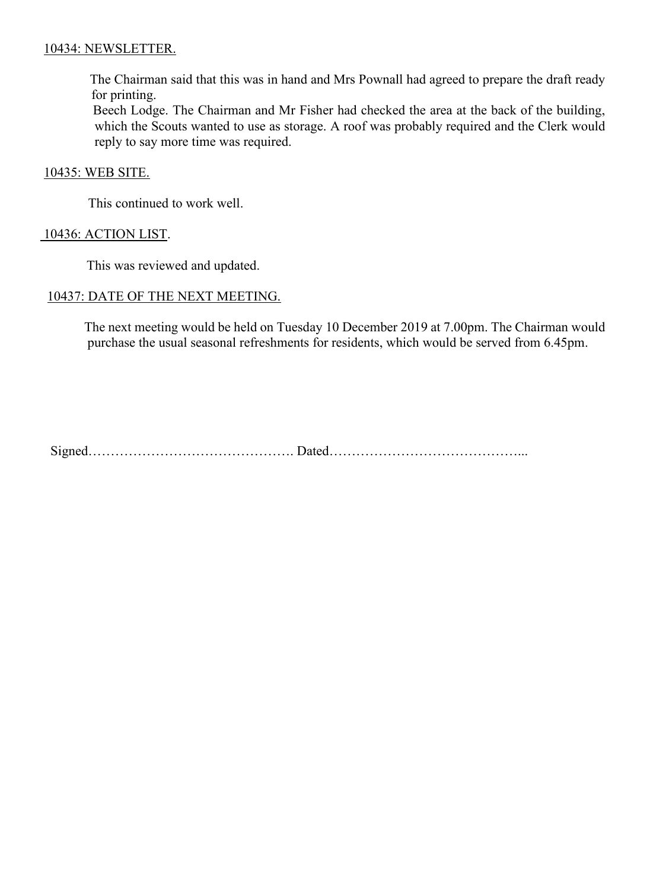10434: NEWSLETTER.

The Chairman said that this was in hand and Mrs Pownall had agreed to prepare the draft ready for printing.

Beech Lodge. The Chairman and Mr Fisher had checked the area at the back of the building, which the Scouts wanted to use as storage. A roof was probably required and the Clerk would reply to say more time was required.

10435: WEB SITE.

This continued to work well.

10436: ACTION LIST.

This was reviewed and updated.

10437: DATE OF THE NEXT MEETING.

The next meeting would be held on Tuesday 10 December 2019 at 7.00pm. The Chairman would purchase the usual seasonal refreshments for residents, which would be served from 6.45pm.

Signed………………………………………. Dated……………………………………...